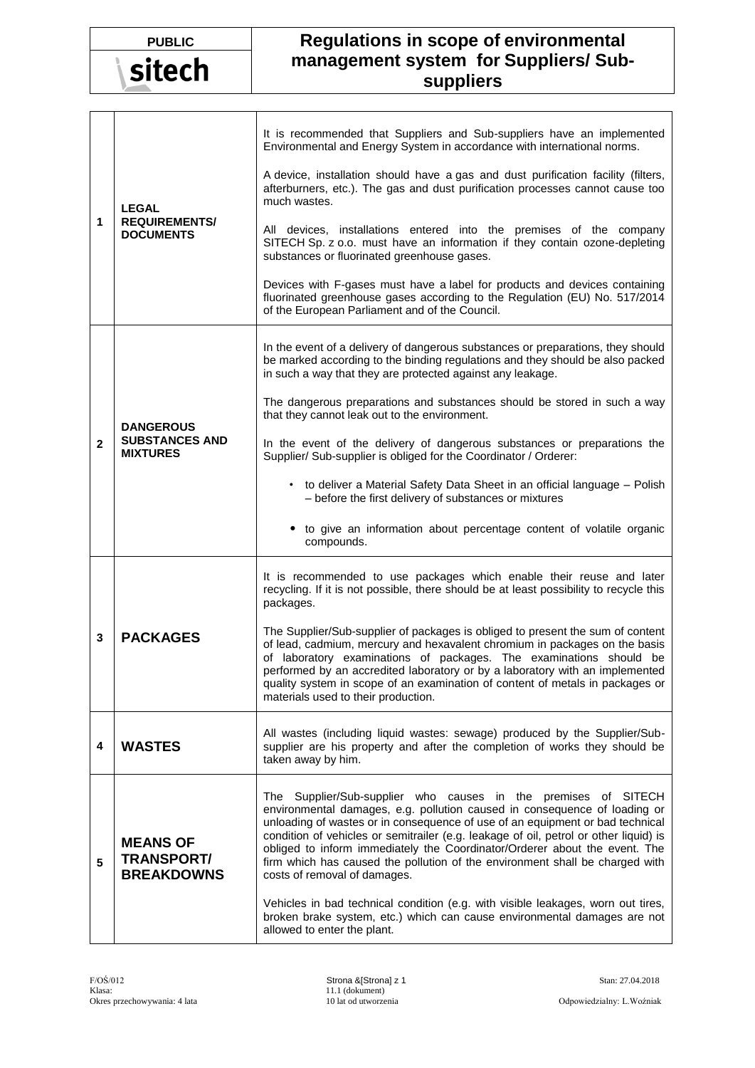PUBLIC

**sitech**

# Regulations in scope of environmental management system for Suppliers/ Sub-suppliers

| | | |
|---|---|---|
| **1** | **LEGAL REQUIREMENTS/ DOCUMENTS** | It is recommended that Suppliers and Sub-suppliers have an implemented Environmental and Energy System in accordance with international norms.<br><br>A device, installation should have a gas and dust purification facility (filters, afterburners, etc.). The gas and dust purification processes cannot cause too much wastes.<br><br>All devices, installations entered into the premises of the company SITECH Sp. z o.o. must have an information if they contain ozone-depleting substances or fluorinated greenhouse gases.<br><br>Devices with F-gases must have a label for products and devices containing fluorinated greenhouse gases according to the Regulation (EU) No. 517/2014 of the European Parliament and of the Council. |
| **2** | **DANGEROUS SUBSTANCES AND MIXTURES** | In the event of a delivery of dangerous substances or preparations, they should be marked according to the binding regulations and they should be also packed in such a way that they are protected against any leakage.<br><br>The dangerous preparations and substances should be stored in such a way that they cannot leak out to the environment.<br><br>In the event of the delivery of dangerous substances or preparations the Supplier/ Sub-supplier is obliged for the Coordinator / Orderer:<br><br>• to deliver a Material Safety Data Sheet in an official language – Polish – before the first delivery of substances or mixtures<br><br>• to give an information about percentage content of volatile organic compounds. |
| **3** | **PACKAGES** | It is recommended to use packages which enable their reuse and later recycling. If it is not possible, there should be at least possibility to recycle this packages.<br><br>The Supplier/Sub-supplier of packages is obliged to present the sum of content of lead, cadmium, mercury and hexavalent chromium in packages on the basis of laboratory examinations of packages. The examinations should be performed by an accredited laboratory or by a laboratory with an implemented quality system in scope of an examination of content of metals in packages or materials used to their production. |
| **4** | **WASTES** | All wastes (including liquid wastes: sewage) produced by the Supplier/Sub-supplier are his property and after the completion of works they should be taken away by him. |
| **5** | **MEANS OF TRANSPORT/ BREAKDOWNS** | The Supplier/Sub-supplier who causes in the premises of SITECH environmental damages, e.g. pollution caused in consequence of loading or unloading of wastes or in consequence of use of an equipment or bad technical condition of vehicles or semitrailer (e.g. leakage of oil, petrol or other liquid) is obliged to inform immediately the Coordinator/Orderer about the event. The firm which has caused the pollution of the environment shall be charged with costs of removal of damages.<br><br>Vehicles in bad technical condition (e.g. with visible leakages, worn out tires, broken brake system, etc.) which can cause environmental damages are not allowed to enter the plant. |

F/OŚ/012
Klasa:
Okres przechowywania: 4 lata

11.1 (dokument)
10 lat od utworzenia

Stan: 27.04.2018

Odpowiedzialny: L.Woźniak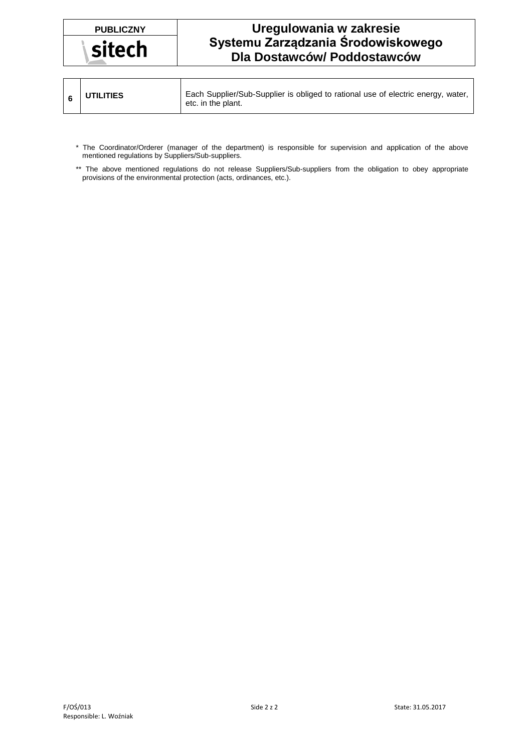| | | |
|---|---|---|
| 6 | **UTILITIES** | Each Supplier/Sub-Supplier is obliged to rational use of electric energy, water, etc. in the plant. |

\* The Coordinator/Orderer (manager of the department) is responsible for supervision and application of the above mentioned regulations by Suppliers/Sub-suppliers.

\*\* The above mentioned regulations do not release Suppliers/Sub-suppliers from the obligation to obey appropriate provisions of the environmental protection (acts, ordinances, etc.).